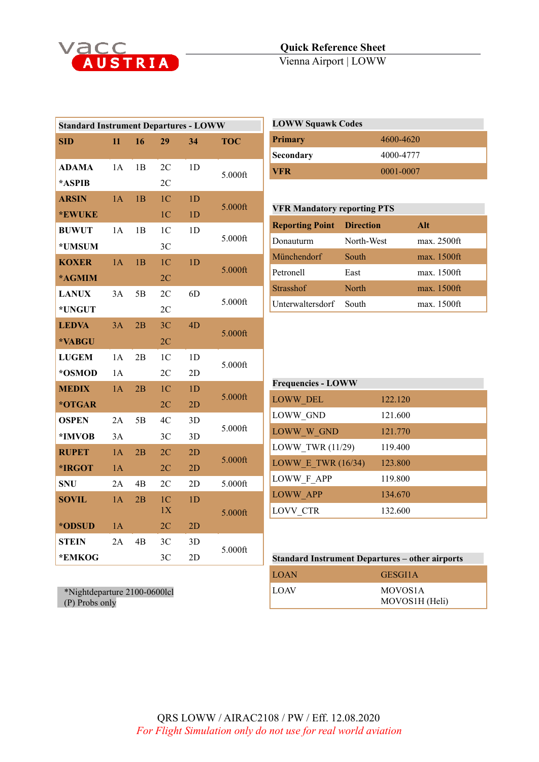# Quick Reference Sheet

Vienna Airport | LOWW

**Standard Instrument Departures - LOWW**

| SID | 11 | 16 | 29 | 34 | TOC |
|---|---|---|---|---|---|
| **ADAMA** | 1A | 1B | 2C | 1D | 5.000ft |
| ***ASPIB** | | | 2C | | |
| **ARSIN** | 1A | 1B | 1C | 1D | 5.000ft |
| ***EWUKE** | | | 1C | 1D | |
| **BUWUT** | 1A | 1B | 1C | 1D | 5.000ft |
| ***UMSUM** | | | 3C | | |
| **KOXER** | 1A | 1B | 1C | 1D | 5.000ft |
| ***AGMIM** | | | 2C | | |
| **LANUX** | 3A | 5B | 2C | 6D | 5.000ft |
| ***UNGUT** | | | 2C | | |
| **LEDVA** | 3A | 2B | 3C | 4D | 5.000ft |
| ***VABGU** | | | 2C | | |
| **LUGEM** | 1A | 2B | 1C | 1D | 5.000ft |
| ***OSMOD** | 1A | | 2C | 2D | |
| **MEDIX** | 1A | 2B | 1C | 1D | 5.000ft |
| ***OTGAR** | | | 2C | 2D | |
| **OSPEN** | 2A | 5B | 4C | 3D | 5.000ft |
| ***IMVOB** | 3A | | 3C | 3D | |
| **RUPET** | 1A | 2B | 2C | 2D | 5.000ft |
| ***IRGOT** | 1A | | 2C | 2D | |
| **SNU** | 2A | 4B | 2C | 2D | 5.000ft |
| **SOVIL** | 1A | 2B | 1C 1X | 1D | 5.000ft |
| ***ODSUD** | 1A | | 2C | 2D | |
| **STEIN** | 2A | 4B | 3C | 3D | 5.000ft |
| ***EMKOG** | | | 3C | 2D | |

*Nightdeparture 2100-0600lcl
(P) Probs only

**LOWW Squawk Codes**

| | |
|---|---|
| **Primary** | 4600-4620 |
| **Secondary** | 4000-4777 |
| **VFR** | 0001-0007 |

**VFR Mandatory reporting PTS**

| Reporting Point | Direction | Alt |
|---|---|---|
| Donauturm | North-West | max. 2500ft |
| Münchendorf | South | max. 1500ft |
| Petronell | East | max. 1500ft |
| Strasshof | North | max. 1500ft |
| Unterwaltersdorf | South | max. 1500ft |

**Frequencies - LOWW**

| | |
|---|---|
| LOWW_DEL | 122.120 |
| LOWW_GND | 121.600 |
| LOWW_W_GND | 121.770 |
| LOWW_TWR (11/29) | 119.400 |
| LOWW_E_TWR (16/34) | 123.800 |
| LOWW_F_APP | 119.800 |
| LOWW_APP | 134.670 |
| LOVV_CTR | 132.600 |

**Standard Instrument Departures – other airports**

| | |
|---|---|
| LOAN | GESGI1A |
| LOAV | MOVOS1A<br>MOVOS1H (Heli) |

QRS LOWW / AIRAC2108 / PW / Eff. 12.08.2020

*For Flight Simulation only do not use for real world aviation*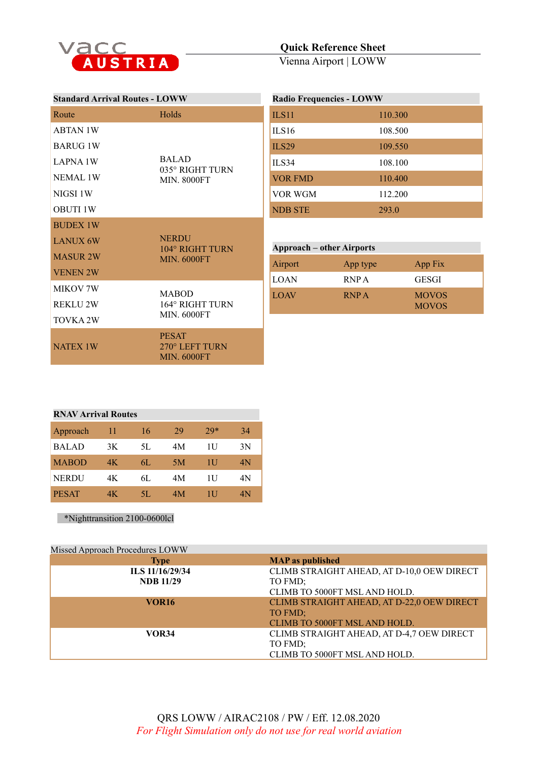vacc AUSTRIA

**Quick Reference Sheet**
Vienna Airport | LOWW

## Standard Arrival Routes - LOWW

| Route | Holds |
|---|---|
| ABTAN 1W<br>BARUG 1W<br>LAPNA 1W<br>NEMAL 1W<br>NIGSI 1W<br>OBUTI 1W | BALAD<br>035° RIGHT TURN<br>MIN. 8000FT |
| BUDEX 1W<br>LANUX 6W<br>MASUR 2W<br>VENEN 2W | NERDU<br>104° RIGHT TURN<br>MIN. 6000FT |
| MIKOV 7W<br>REKLU 2W<br>TOVKA 2W | MABOD<br>164° RIGHT TURN<br>MIN. 6000FT |
| NATEX 1W | PESAT<br>270° LEFT TURN<br>MIN. 6000FT |

## Radio Frequencies - LOWW

| | |
|---|---|
| ILS11 | 110.300 |
| ILS16 | 108.500 |
| ILS29 | 109.550 |
| ILS34 | 108.100 |
| VOR FMD | 110.400 |
| VOR WGM | 112.200 |
| NDB STE | 293.0 |

## Approach – other Airports

| Airport | App type | App Fix |
|---|---|---|
| LOAN | RNP A | GESGI |
| LOAV | RNP A | MOVOS<br>MOVOS |

## RNAV Arrival Routes

| Approach | 11 | 16 | 29 | 29* | 34 |
|---|---|---|---|---|---|
| BALAD | 3K | 5L | 4M | 1U | 3N |
| MABOD | 4K | 6L | 5M | 1U | 4N |
| NERDU | 4K | 6L | 4M | 1U | 4N |
| PESAT | 4K | 5L | 4M | 1U | 4N |

*Nighttransition 2100-0600lcl

## Missed Approach Procedures LOWW

| Type | MAP as published |
|---|---|
| **ILS 11/16/29/34**<br>**NDB 11/29** | CLIMB STRAIGHT AHEAD, AT D-10,0 OEW DIRECT TO FMD;<br>CLIMB TO 5000FT MSL AND HOLD. |
| **VOR16** | CLIMB STRAIGHT AHEAD, AT D-22,0 OEW DIRECT TO FMD;<br>CLIMB TO 5000FT MSL AND HOLD. |
| **VOR34** | CLIMB STRAIGHT AHEAD, AT D-4,7 OEW DIRECT TO FMD;<br>CLIMB TO 5000FT MSL AND HOLD. |

QRS LOWW / AIRAC2108 / PW / Eff. 12.08.2020

*For Flight Simulation only do not use for real world aviation*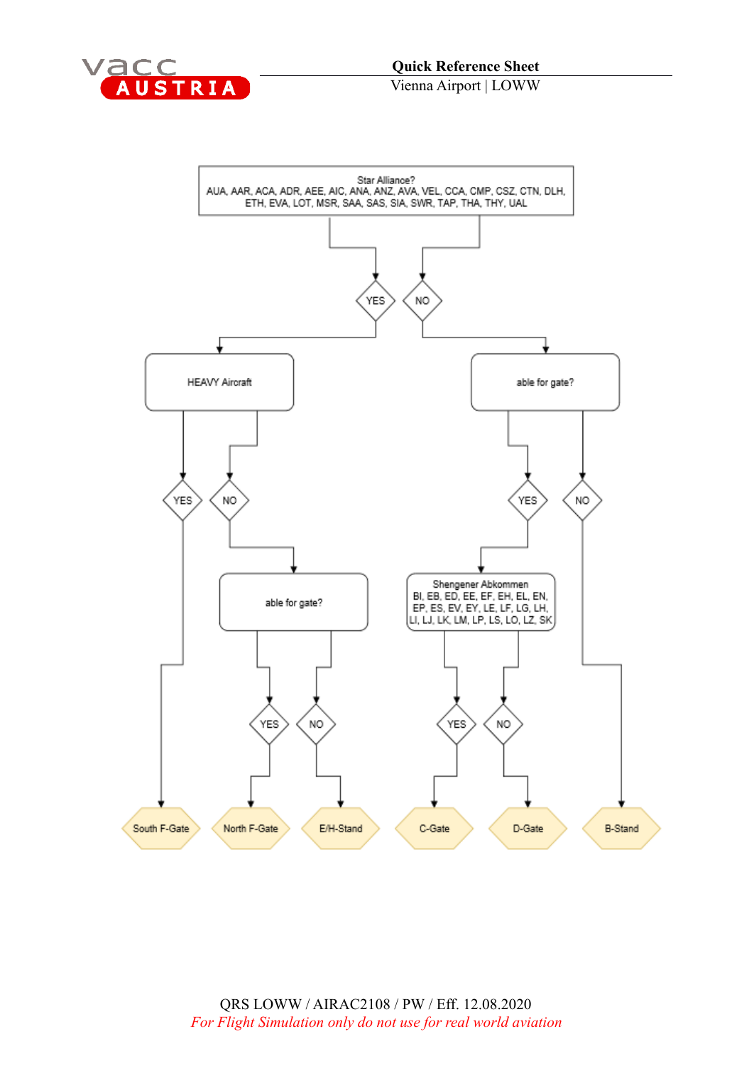Quick Reference Sheet
Vienna Airport | LOWW

Star Alliance?
AUA, AAR, ACA, ADR, AEE, AIC, ANA, ANZ, AVA, VEL, CCA, CMP, CSZ, CTN, DLH, ETH, EVA, LOT, MSR, SAA, SAS, SIA, SWR, TAP, THA, THY, UAL

YES
NO

HEAVY Aircraft

able for gate?

YES
NO
YES
NO

able for gate?

Shengener Abkommen
BI, EB, ED, EE, EF, EH, EL, EN, EP, ES, EV, EY, LE, LF, LG, LH, LI, LJ, LK, LM, LP, LS, LO, LZ, SK

YES
NO
YES
NO

South F-Gate
North F-Gate
E/H-Stand
C-Gate
D-Gate
B-Stand

QRS LOWW / AIRAC2108 / PW / Eff. 12.08.2020
*For Flight Simulation only do not use for real world aviation*